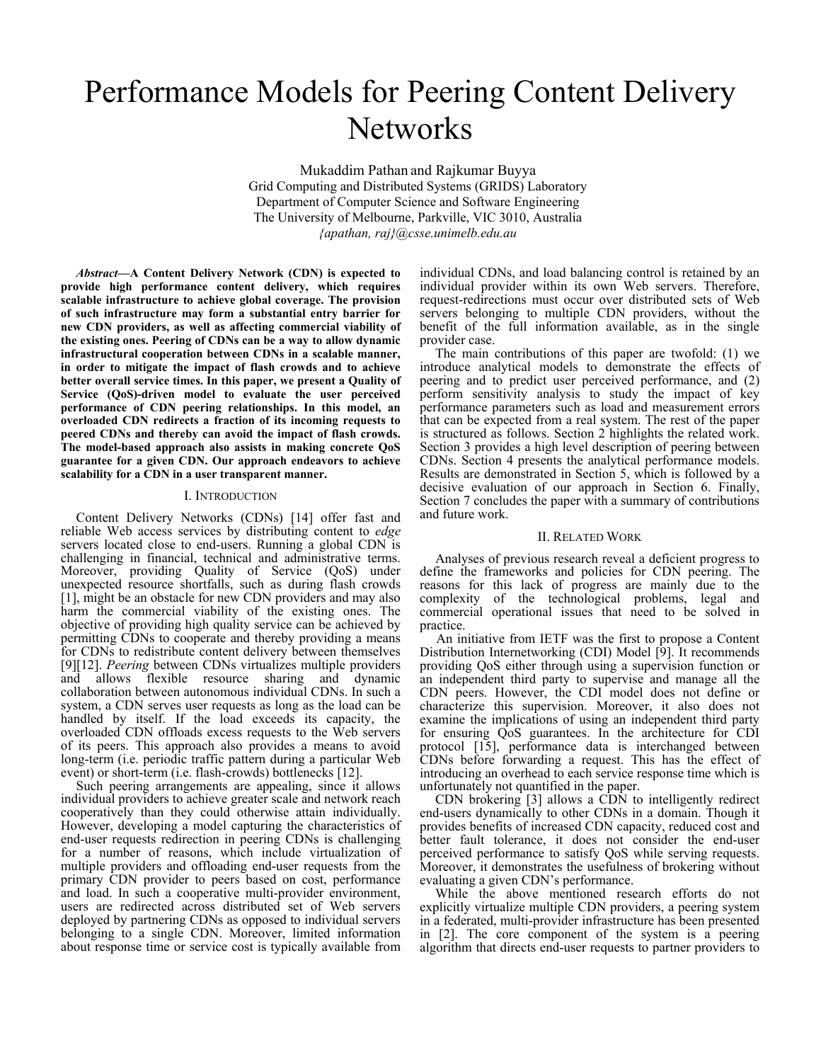# Performance Models for Peering Content Delivery Networks

Mukaddim Pathan and Rajkumar Buyya

Grid Computing and Distributed Systems (GRIDS) Laboratory
Department of Computer Science and Software Engineering
The University of Melbourne, Parkville, VIC 3010, Australia
*{apathan, raj}@csse.unimelb.edu.au*

***Abstract*—A Content Delivery Network (CDN) is expected to provide high performance content delivery, which requires scalable infrastructure to achieve global coverage. The provision of such infrastructure may form a substantial entry barrier for new CDN providers, as well as affecting commercial viability of the existing ones. Peering of CDNs can be a way to allow dynamic infrastructural cooperation between CDNs in a scalable manner, in order to mitigate the impact of flash crowds and to achieve better overall service times. In this paper, we present a Quality of Service (QoS)-driven model to evaluate the user perceived performance of CDN peering relationships. In this model, an overloaded CDN redirects a fraction of its incoming requests to peered CDNs and thereby can avoid the impact of flash crowds. The model-based approach also assists in making concrete QoS guarantee for a given CDN. Our approach endeavors to achieve scalability for a CDN in a user transparent manner.**

## I. Introduction

Content Delivery Networks (CDNs) [14] offer fast and reliable Web access services by distributing content to *edge* servers located close to end-users. Running a global CDN is challenging in financial, technical and administrative terms. Moreover, providing Quality of Service (QoS) under unexpected resource shortfalls, such as during flash crowds [1], might be an obstacle for new CDN providers and may also harm the commercial viability of the existing ones. The objective of providing high quality service can be achieved by permitting CDNs to cooperate and thereby providing a means for CDNs to redistribute content delivery between themselves [9][12]. *Peering* between CDNs virtualizes multiple providers and allows flexible resource sharing and dynamic collaboration between autonomous individual CDNs. In such a system, a CDN serves user requests as long as the load can be handled by itself. If the load exceeds its capacity, the overloaded CDN offloads excess requests to the Web servers of its peers. This approach also provides a means to avoid long-term (i.e. periodic traffic pattern during a particular Web event) or short-term (i.e. flash-crowds) bottlenecks [12].

Such peering arrangements are appealing, since it allows individual providers to achieve greater scale and network reach cooperatively than they could otherwise attain individually. However, developing a model capturing the characteristics of end-user requests redirection in peering CDNs is challenging for a number of reasons, which include virtualization of multiple providers and offloading end-user requests from the primary CDN provider to peers based on cost, performance and load. In such a cooperative multi-provider environment, users are redirected across distributed set of Web servers deployed by partnering CDNs as opposed to individual servers belonging to a single CDN. Moreover, limited information about response time or service cost is typically available from individual CDNs, and load balancing control is retained by an individual provider within its own Web servers. Therefore, request-redirections must occur over distributed sets of Web servers belonging to multiple CDN providers, without the benefit of the full information available, as in the single provider case.

The main contributions of this paper are twofold: (1) we introduce analytical models to demonstrate the effects of peering and to predict user perceived performance, and (2) perform sensitivity analysis to study the impact of key performance parameters such as load and measurement errors that can be expected from a real system. The rest of the paper is structured as follows. Section 2 highlights the related work. Section 3 provides a high level description of peering between CDNs. Section 4 presents the analytical performance models. Results are demonstrated in Section 5, which is followed by a decisive evaluation of our approach in Section 6. Finally, Section 7 concludes the paper with a summary of contributions and future work.

## II. Related Work

Analyses of previous research reveal a deficient progress to define the frameworks and policies for CDN peering. The reasons for this lack of progress are mainly due to the complexity of the technological problems, legal and commercial operational issues that need to be solved in practice.

An initiative from IETF was the first to propose a Content Distribution Internetworking (CDI) Model [9]. It recommends providing QoS either through using a supervision function or an independent third party to supervise and manage all the CDN peers. However, the CDI model does not define or characterize this supervision. Moreover, it also does not examine the implications of using an independent third party for ensuring QoS guarantees. In the architecture for CDI protocol [15], performance data is interchanged between CDNs before forwarding a request. This has the effect of introducing an overhead to each service response time which is unfortunately not quantified in the paper.

CDN brokering [3] allows a CDN to intelligently redirect end-users dynamically to other CDNs in a domain. Though it provides benefits of increased CDN capacity, reduced cost and better fault tolerance, it does not consider the end-user perceived performance to satisfy QoS while serving requests. Moreover, it demonstrates the usefulness of brokering without evaluating a given CDN's performance.

While the above mentioned research efforts do not explicitly virtualize multiple CDN providers, a peering system in a federated, multi-provider infrastructure has been presented in [2]. The core component of the system is a peering algorithm that directs end-user requests to partner providers to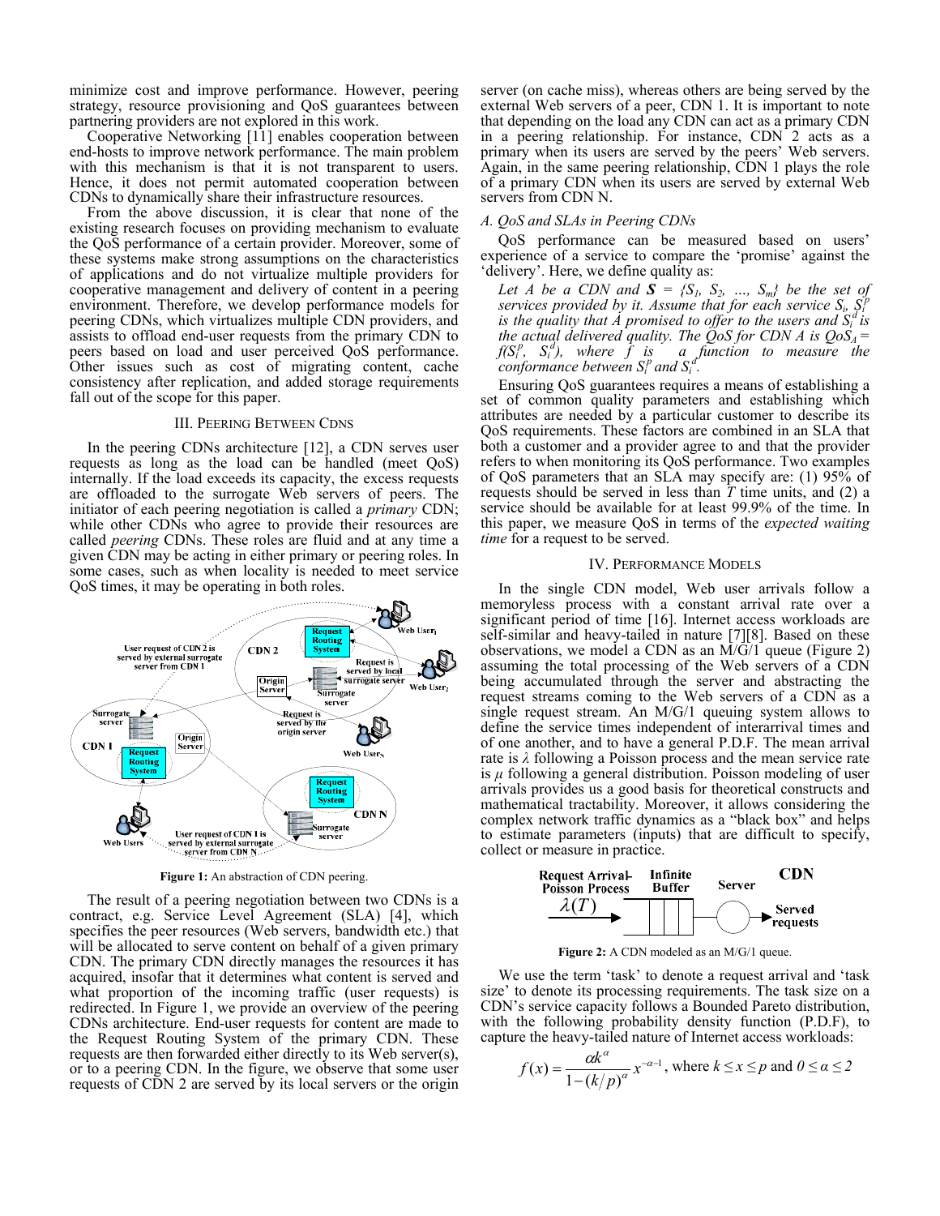minimize cost and improve performance. However, peering strategy, resource provisioning and QoS guarantees between partnering providers are not explored in this work.

Cooperative Networking [11] enables cooperation between end-hosts to improve network performance. The main problem with this mechanism is that it is not transparent to users. Hence, it does not permit automated cooperation between CDNs to dynamically share their infrastructure resources.

From the above discussion, it is clear that none of the existing research focuses on providing mechanism to evaluate the QoS performance of a certain provider. Moreover, some of these systems make strong assumptions on the characteristics of applications and do not virtualize multiple providers for cooperative management and delivery of content in a peering environment. Therefore, we develop performance models for peering CDNs, which virtualizes multiple CDN providers, and assists to offload end-user requests from the primary CDN to peers based on load and user perceived QoS performance. Other issues such as cost of migrating content, cache consistency after replication, and added storage requirements fall out of the scope for this paper.

## III. Peering Between CDNs

In the peering CDNs architecture [12], a CDN serves user requests as long as the load can be handled (meet QoS) internally. If the load exceeds its capacity, the excess requests are offloaded to the surrogate Web servers of peers. The initiator of each peering negotiation is called a *primary* CDN; while other CDNs who agree to provide their resources are called *peering* CDNs. These roles are fluid and at any time a given CDN may be acting in either primary or peering roles. In some cases, such as when locality is needed to meet service QoS times, it may be operating in both roles.

**Figure 1:** An abstraction of CDN peering.

The result of a peering negotiation between two CDNs is a contract, e.g. Service Level Agreement (SLA) [4], which specifies the peer resources (Web servers, bandwidth etc.) that will be allocated to serve content on behalf of a given primary CDN. The primary CDN directly manages the resources it has acquired, insofar that it determines what content is served and what proportion of the incoming traffic (user requests) is redirected. In Figure 1, we provide an overview of the peering CDNs architecture. End-user requests for content are made to the Request Routing System of the primary CDN. These requests are then forwarded either directly to its Web server(s), or to a peering CDN. In the figure, we observe that some user requests of CDN 2 are served by its local servers or the origin server (on cache miss), whereas others are being served by the external Web servers of a peer, CDN 1. It is important to note that depending on the load any CDN can act as a primary CDN in a peering relationship. For instance, CDN 2 acts as a primary when its users are served by the peers' Web servers. Again, in the same peering relationship, CDN 1 plays the role of a primary CDN when its users are served by external Web servers from CDN N.

### A. QoS and SLAs in Peering CDNs

QoS performance can be measured based on users' experience of a service to compare the 'promise' against the 'delivery'. Here, we define quality as:

*Let A be a CDN and* $\boldsymbol{S} = \{S_1, S_2, \ldots, S_m\}$ *be the set of services provided by it. Assume that for each service* $S_i$, $S_i^p$ *is the quality that A promised to offer to the users and* $S_i^d$ *is the actual delivered quality. The QoS for CDN A is* $QoS_A = f(S_i^p, S_i^d)$, *where f is a function to measure the conformance between* $S_i^p$ *and* $S_i^d$.

Ensuring QoS guarantees requires a means of establishing a set of common quality parameters and establishing which attributes are needed by a particular customer to describe its QoS requirements. These factors are combined in an SLA that both a customer and a provider agree to and that the provider refers to when monitoring its QoS performance. Two examples of QoS parameters that an SLA may specify are: (1) 95% of requests should be served in less than $T$ time units, and (2) a service should be available for at least 99.9% of the time. In this paper, we measure QoS in terms of the *expected waiting time* for a request to be served.

## IV. Performance Models

In the single CDN model, Web user arrivals follow a memoryless process with a constant arrival rate over a significant period of time [16]. Internet access workloads are self-similar and heavy-tailed in nature [7][8]. Based on these observations, we model a CDN as an M/G/1 queue (Figure 2) assuming the total processing of the Web servers of a CDN being accumulated through the server and abstracting the request streams coming to the Web servers of a CDN as a single request stream. An M/G/1 queuing system allows to define the service times independent of interarrival times and of one another, and to have a general P.D.F. The mean arrival rate is $\lambda$ following a Poisson process and the mean service rate is $\mu$ following a general distribution. Poisson modeling of user arrivals provides us a good basis for theoretical constructs and mathematical tractability. Moreover, it allows considering the complex network traffic dynamics as a "black box" and helps to estimate parameters (inputs) that are difficult to specify, collect or measure in practice.

**Figure 2:** A CDN modeled as an M/G/1 queue.

We use the term 'task' to denote a request arrival and 'task size' to denote its processing requirements. The task size on a CDN's service capacity follows a Bounded Pareto distribution, with the following probability density function (P.D.F), to capture the heavy-tailed nature of Internet access workloads:

$$f(x) = \frac{\alpha k^{\alpha}}{1-(k/p)^{\alpha}} x^{-\alpha-1}, \text{ where } k \le x \le p \text{ and } 0 \le \alpha \le 2$$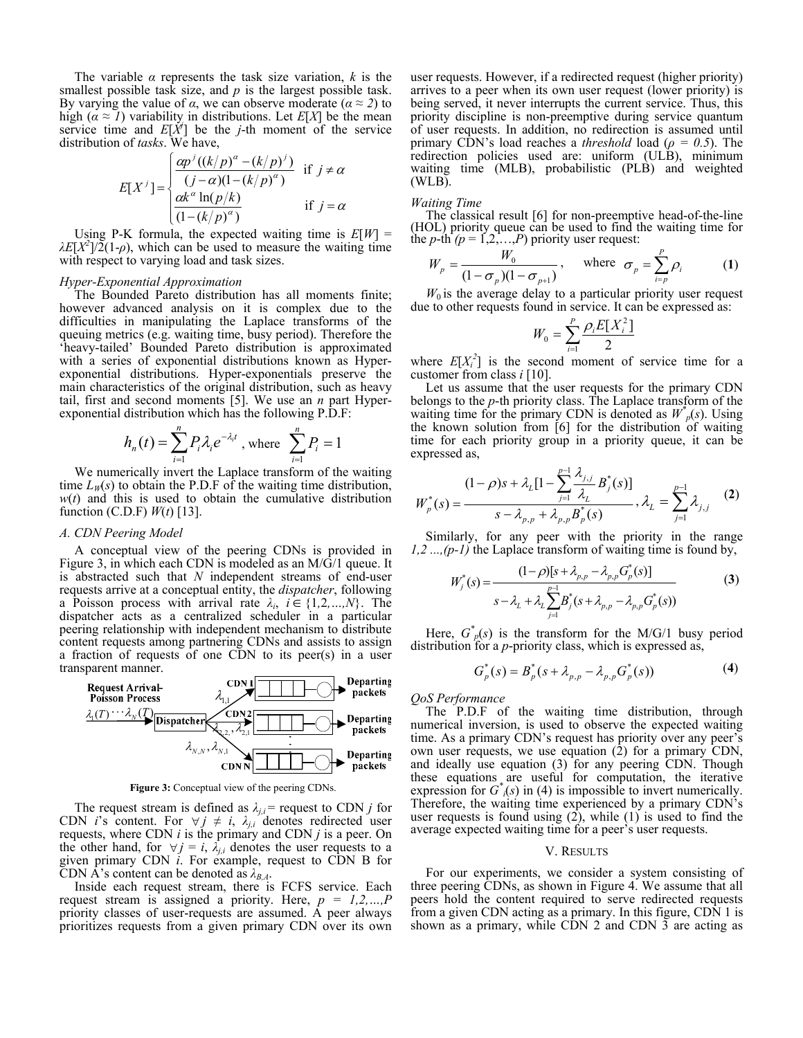The variable $\alpha$ represents the task size variation, $k$ is the smallest possible task size, and $p$ is the largest possible task. By varying the value of $\alpha$, we can observe moderate ($\alpha \approx 2$) to high ($\alpha \approx 1$) variability in distributions. Let $E[X]$ be the mean service time and $E[X^j]$ be the $j$-th moment of the service distribution of *tasks*. We have,

$$E[X^j] = \begin{cases} \dfrac{\alpha p^j((k/p)^\alpha - (k/p)^j)}{(j-\alpha)(1-(k/p)^\alpha)} & \text{if } j \neq \alpha \\ \dfrac{\alpha k^\alpha \ln(p/k)}{(1-(k/p)^\alpha)} & \text{if } j = \alpha \end{cases}$$

Using P-K formula, the expected waiting time is $E[W] = \lambda E[X^2]/2(1-\rho)$, which can be used to measure the waiting time with respect to varying load and task sizes.

*Hyper-Exponential Approximation*

The Bounded Pareto distribution has all moments finite; however advanced analysis on it is complex due to the difficulties in manipulating the Laplace transforms of the queuing metrics (e.g. waiting time, busy period). Therefore the 'heavy-tailed' Bounded Pareto distribution is approximated with a series of exponential distributions known as Hyper-exponential distributions. Hyper-exponentials preserve the main characteristics of the original distribution, such as heavy tail, first and second moments [5]. We use an $n$ part Hyper-exponential distribution which has the following P.D.F:

$$h_n(t) = \sum_{i=1}^{n} P_i \lambda_i e^{-\lambda_i t}\text{, where } \sum_{i=1}^{n} P_i = 1$$

We numerically invert the Laplace transform of the waiting time $L_W(s)$ to obtain the P.D.F of the waiting time distribution, $w(t)$ and this is used to obtain the cumulative distribution function (C.D.F) $W(t)$ [13].

## A. CDN Peering Model

A conceptual view of the peering CDNs is provided in Figure 3, in which each CDN is modeled as an M/G/1 queue. It is abstracted such that $N$ independent streams of end-user requests arrive at a conceptual entity, the *dispatcher*, following a Poisson process with arrival rate $\lambda_i$, $i \in \{1,2,\ldots,N\}$. The dispatcher acts as a centralized scheduler in a particular peering relationship with independent mechanism to distribute content requests among partnering CDNs and assists to assign a fraction of requests of one CDN to its peer(s) in a user transparent manner.

**Figure 3:** Conceptual view of the peering CDNs.

The request stream is defined as $\lambda_{j,i}$ = request to CDN $j$ for CDN $i$'s content. For $\forall j \neq i$, $\lambda_{j,i}$ denotes redirected user requests, where CDN $i$ is the primary and CDN $j$ is a peer. On the other hand, for $\forall j = i$, $\lambda_{j,i}$ denotes the user requests to a given primary CDN $i$. For example, request to CDN B for CDN A's content can be denoted as $\lambda_{B,A}$.

Inside each request stream, there is FCFS service. Each request stream is assigned a priority. Here, $p = 1,2,\ldots,P$ priority classes of user-requests are assumed. A peer always prioritizes requests from a given primary CDN over its own user requests. However, if a redirected request (higher priority) arrives to a peer when its own user request (lower priority) is being served, it never interrupts the current service. Thus, this priority discipline is non-preemptive during service quantum of user requests. In addition, no redirection is assumed until primary CDN's load reaches a *threshold* load ($\rho = 0.5$). The redirection policies used are: uniform (ULB), minimum waiting time (MLB), probabilistic (PLB) and weighted (WLB).

*Waiting Time*

The classical result [6] for non-preemptive head-of-the-line (HOL) priority queue can be used to find the waiting time for the $p$-th ($p = 1,2,\ldots,P$) priority user request:

$$W_p = \frac{W_0}{(1-\sigma_p)(1-\sigma_{p+1})}, \quad \text{where } \sigma_p = \sum_{i=p}^{P} \rho_i \qquad \textbf{(1)}$$

$W_0$ is the average delay to a particular priority user request due to other requests found in service. It can be expressed as:

$$W_0 = \sum_{i=1}^{P} \frac{\rho_i E[X_i^2]}{2}$$

where $E[X_i^2]$ is the second moment of service time for a customer from class $i$ [10].

Let us assume that the user requests for the primary CDN belongs to the $p$-th priority class. The Laplace transform of the waiting time for the primary CDN is denoted as $W_p^*(s)$. Using the known solution from [6] for the distribution of waiting time for each priority group in a priority queue, it can be expressed as,

$$W_p^*(s) = \frac{(1-\rho)s + \lambda_L[1 - \sum_{j=1}^{p-1} \frac{\lambda_{j,j}}{\lambda_L} B_j^*(s)]}{s - \lambda_{p,p} + \lambda_{p,p} B_p^*(s)}, \lambda_L = \sum_{j=1}^{p-1} \lambda_{j,j} \qquad \textbf{(2)}$$

Similarly, for any peer with the priority in the range $1,2 \ldots,(p-1)$ the Laplace transform of waiting time is found by,

$$W_j^*(s) = \frac{(1-\rho)[s + \lambda_{p,p} - \lambda_{p,p} G_p^*(s)]}{s - \lambda_L + \lambda_L \sum_{j=1}^{p-1} B_j^*(s + \lambda_{p,p} - \lambda_{p,p} G_p^*(s))} \qquad \textbf{(3)}$$

Here, $G_p^*(s)$ is the transform for the M/G/1 busy period distribution for a $p$-priority class, which is expressed as,

$$G_p^*(s) = B_p^*(s + \lambda_{p,p} - \lambda_{p,p} G_p^*(s)) \qquad \textbf{(4)}$$

*QoS Performance*

The P.D.F of the waiting time distribution, through numerical inversion, is used to observe the expected waiting time. As a primary CDN's request has priority over any peer's own user requests, we use equation (2) for a primary CDN, and ideally use equation (3) for any peering CDN. Though these equations are useful for computation, the iterative expression for $G_i^*(s)$ in (4) is impossible to invert numerically. Therefore, the waiting time experienced by a primary CDN's user requests is found using (2), while (1) is used to find the average expected waiting time for a peer's user requests.

# V. Results

For our experiments, we consider a system consisting of three peering CDNs, as shown in Figure 4. We assume that all peers hold the content required to serve redirected requests from a given CDN acting as a primary. In this figure, CDN 1 is shown as a primary, while CDN 2 and CDN 3 are acting as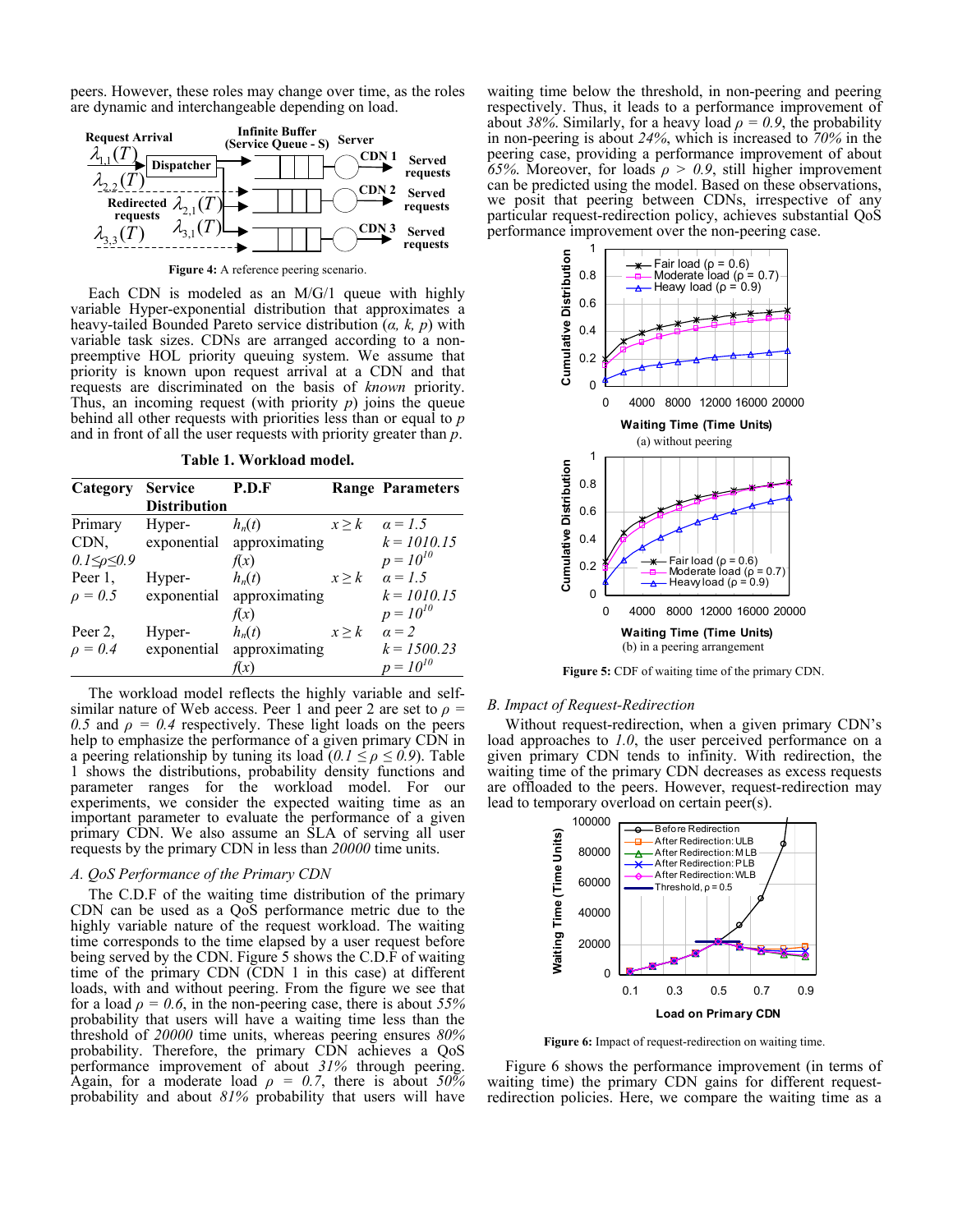peers. However, these roles may change over time, as the roles are dynamic and interchangeable depending on load.

**Figure 4:** A reference peering scenario.

Each CDN is modeled as an M/G/1 queue with highly variable Hyper-exponential distribution that approximates a heavy-tailed Bounded Pareto service distribution ($\alpha$, $k$, $p$) with variable task sizes. CDNs are arranged according to a non-preemptive HOL priority queuing system. We assume that priority is known upon request arrival at a CDN and that requests are discriminated on the basis of *known* priority. Thus, an incoming request (with priority $p$) joins the queue behind all other requests with priorities less than or equal to $p$ and in front of all the user requests with priority greater than $p$.

**Table 1. Workload model.**

| Category | Service Distribution | P.D.F | Range | Parameters |
|---|---|---|---|---|
| Primary CDN, $0.1 \leq \rho \leq 0.9$ | Hyper-exponential | $h_n(t)$ approximating $f(x)$ | $x \geq k$ | $\alpha = 1.5$, $k = 1010.15$, $p = 10^{10}$ |
| Peer 1, $\rho = 0.5$ | Hyper-exponential | $h_n(t)$ approximating $f(x)$ | $x \geq k$ | $\alpha = 1.5$, $k = 1010.15$, $p = 10^{10}$ |
| Peer 2, $\rho = 0.4$ | Hyper-exponential | $h_n(t)$ approximating $f(x)$ | $x \geq k$ | $\alpha = 2$, $k = 1500.23$, $p = 10^{10}$ |

The workload model reflects the highly variable and self-similar nature of Web access. Peer 1 and peer 2 are set to $\rho = 0.5$ and $\rho = 0.4$ respectively. These light loads on the peers help to emphasize the performance of a given primary CDN in a peering relationship by tuning its load ($0.1 \leq \rho \leq 0.9$). Table 1 shows the distributions, probability density functions and parameter ranges for the workload model. For our experiments, we consider the expected waiting time as an important parameter to evaluate the performance of a given primary CDN. We also assume an SLA of serving all user requests by the primary CDN in less than *20000* time units.

### A. QoS Performance of the Primary CDN

The C.D.F of the waiting time distribution of the primary CDN can be used as a QoS performance metric due to the highly variable nature of the request workload. The waiting time corresponds to the time elapsed by a user request before being served by the CDN. Figure 5 shows the C.D.F of waiting time of the primary CDN (CDN 1 in this case) at different loads, with and without peering. From the figure we see that for a load $\rho = 0.6$, in the non-peering case, there is about *55%* probability that users will have a waiting time less than the threshold of *20000* time units, whereas peering ensures *80%* probability. Therefore, the primary CDN achieves a QoS performance improvement of about *31%* through peering. Again, for a moderate load $\rho = 0.7$, there is about *50%* probability and about *81%* probability that users will have waiting time below the threshold, in non-peering and peering respectively. Thus, it leads to a performance improvement of about *38%*. Similarly, for a heavy load $\rho = 0.9$, the probability in non-peering is about *24%*, which is increased to *70%* in the peering case, providing a performance improvement of about *65%*. Moreover, for loads $\rho > 0.9$, still higher improvement can be predicted using the model. Based on these observations, we posit that peering between CDNs, irrespective of any particular request-redirection policy, achieves substantial QoS performance improvement over the non-peering case.

**Figure 5:** CDF of waiting time of the primary CDN. (a) without peering; (b) in a peering arrangement

### B. Impact of Request-Redirection

Without request-redirection, when a given primary CDN's load approaches to *1.0*, the user perceived performance on a given primary CDN tends to infinity. With redirection, the waiting time of the primary CDN decreases as excess requests are offloaded to the peers. However, request-redirection may lead to temporary overload on certain peer(s).

**Figure 6:** Impact of request-redirection on waiting time.

Figure 6 shows the performance improvement (in terms of waiting time) the primary CDN gains for different request-redirection policies. Here, we compare the waiting time as a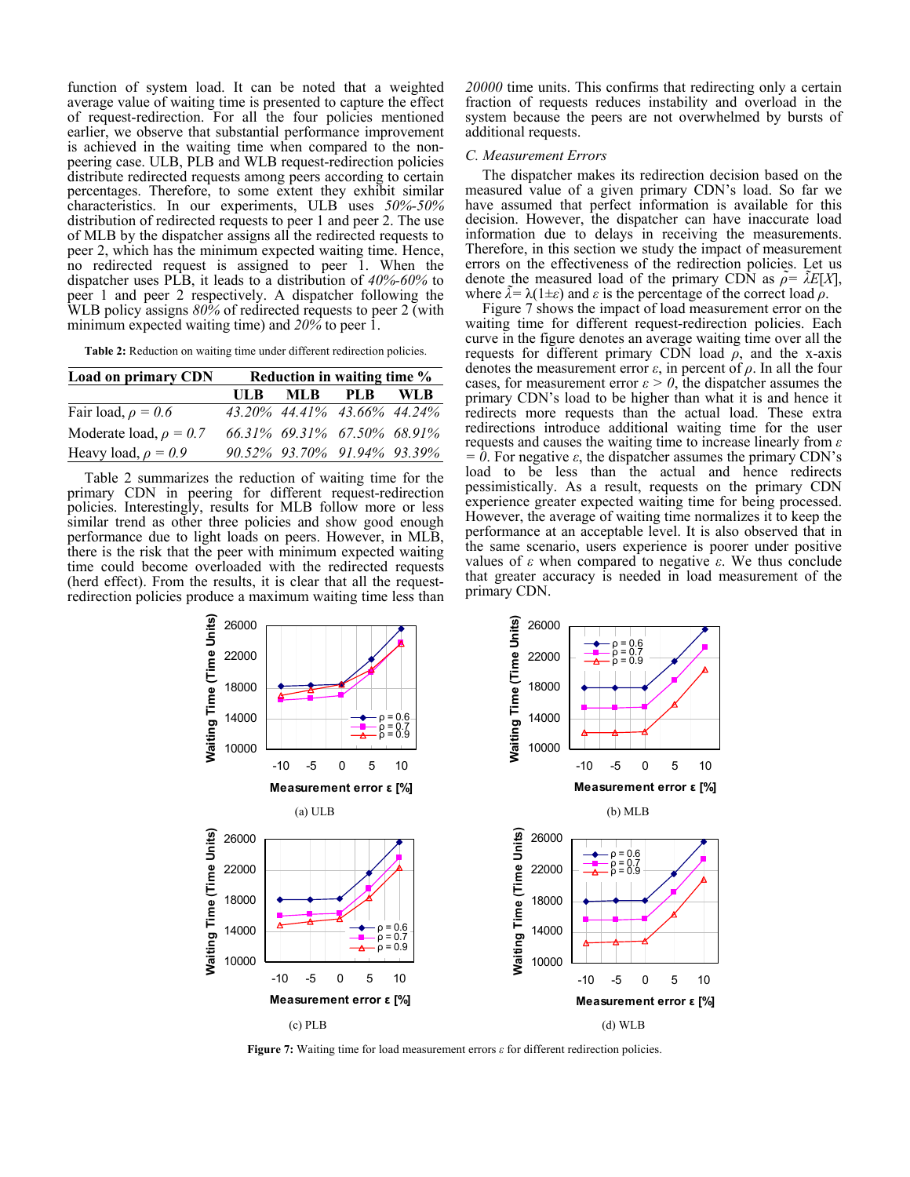function of system load. It can be noted that a weighted average value of waiting time is presented to capture the effect of request-redirection. For all the four policies mentioned earlier, we observe that substantial performance improvement is achieved in the waiting time when compared to the non-peering case. ULB, PLB and WLB request-redirection policies distribute redirected requests among peers according to certain percentages. Therefore, to some extent they exhibit similar characteristics. In our experiments, ULB uses *50%-50%* distribution of redirected requests to peer 1 and peer 2. The use of MLB by the dispatcher assigns all the redirected requests to peer 2, which has the minimum expected waiting time. Hence, no redirected request is assigned to peer 1. When the dispatcher uses PLB, it leads to a distribution of *40%-60%* to peer 1 and peer 2 respectively. A dispatcher following the WLB policy assigns *80%* of redirected requests to peer 2 (with minimum expected waiting time) and *20%* to peer 1.

**Table 2:** Reduction on waiting time under different redirection policies.

| Load on primary CDN | Reduction in waiting time % | | | |
|---|---|---|---|---|
| | ULB | MLB | PLB | WLB |
| Fair load, $\rho = 0.6$ | *43.20%* | *44.41%* | *43.66%* | *44.24%* |
| Moderate load, $\rho = 0.7$ | *66.31%* | *69.31%* | *67.50%* | *68.91%* |
| Heavy load, $\rho = 0.9$ | *90.52%* | *93.70%* | *91.94%* | *93.39%* |

Table 2 summarizes the reduction of waiting time for the primary CDN in peering for different request-redirection policies. Interestingly, results for MLB follow more or less similar trend as other three policies and show good enough performance due to light loads on peers. However, in MLB, there is the risk that the peer with minimum expected waiting time could become overloaded with the redirected requests (herd effect). From the results, it is clear that all the request-redirection policies produce a maximum waiting time less than *20000* time units. This confirms that redirecting only a certain fraction of requests reduces instability and overload in the system because the peers are not overwhelmed by bursts of additional requests.

### C. Measurement Errors

The dispatcher makes its redirection decision based on the measured value of a given primary CDN's load. So far we have assumed that perfect information is available for this decision. However, the dispatcher can have inaccurate load information due to delays in receiving the measurements. Therefore, in this section we study the impact of measurement errors on the effectiveness of the redirection policies. Let us denote the measured load of the primary CDN as $\tilde{\rho} = \tilde{\lambda}E[X]$, where $\tilde{\lambda} = \lambda(1 \pm \varepsilon)$ and $\varepsilon$ is the percentage of the correct load $\rho$.

Figure 7 shows the impact of load measurement error on the waiting time for different request-redirection policies. Each curve in the figure denotes an average waiting time over all the requests for different primary CDN load $\rho$, and the x-axis denotes the measurement error $\varepsilon$, in percent of $\rho$. In all the four cases, for measurement error $\varepsilon > 0$, the dispatcher assumes the primary CDN's load to be higher than what it is and hence it redirects more requests than the actual load. These extra redirections introduce additional waiting time for the user requests and causes the waiting time to increase linearly from $\varepsilon = 0$. For negative $\varepsilon$, the dispatcher assumes the primary CDN's load to be less than the actual and hence redirects pessimistically. As a result, requests on the primary CDN experience greater expected waiting time for being processed. However, the average of waiting time normalizes it to keep the performance at an acceptable level. It is also observed that in the same scenario, users experience is poorer under positive values of $\varepsilon$ when compared to negative $\varepsilon$. We thus conclude that greater accuracy is needed in load measurement of the primary CDN.

(a) ULB

(b) MLB

(c) PLB

(d) WLB

**Figure 7:** Waiting time for load measurement errors $\varepsilon$ for different redirection policies.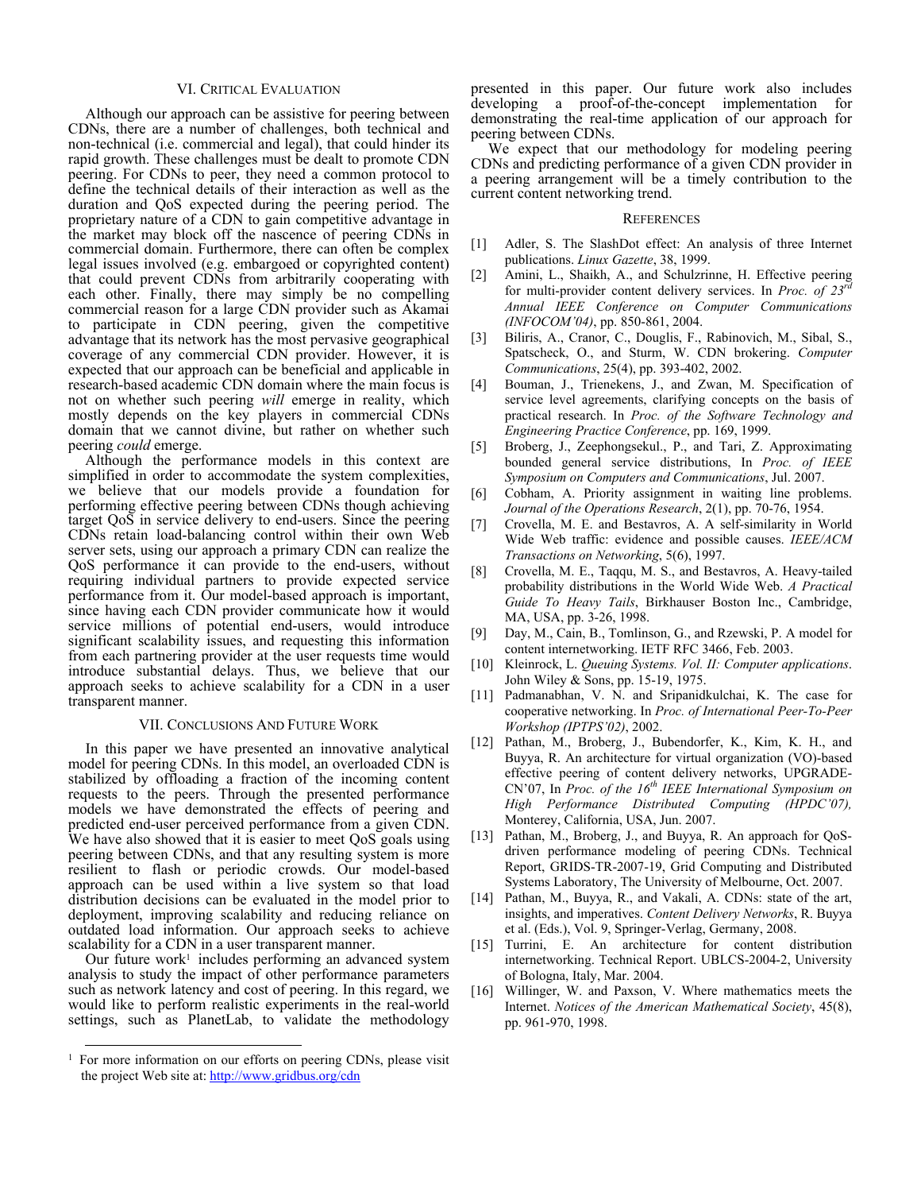## VI. Critical Evaluation

Although our approach can be assistive for peering between CDNs, there are a number of challenges, both technical and non-technical (i.e. commercial and legal), that could hinder its rapid growth. These challenges must be dealt to promote CDN peering. For CDNs to peer, they need a common protocol to define the technical details of their interaction as well as the duration and QoS expected during the peering period. The proprietary nature of a CDN to gain competitive advantage in the market may block off the nascence of peering CDNs in commercial domain. Furthermore, there can often be complex legal issues involved (e.g. embargoed or copyrighted content) that could prevent CDNs from arbitrarily cooperating with each other. Finally, there may simply be no compelling commercial reason for a large CDN provider such as Akamai to participate in CDN peering, given the competitive advantage that its network has the most pervasive geographical coverage of any commercial CDN provider. However, it is expected that our approach can be beneficial and applicable in research-based academic CDN domain where the main focus is not on whether such peering *will* emerge in reality, which mostly depends on the key players in commercial CDNs domain that we cannot divine, but rather on whether such peering *could* emerge.

Although the performance models in this context are simplified in order to accommodate the system complexities, we believe that our models provide a foundation for performing effective peering between CDNs though achieving target QoS in service delivery to end-users. Since the peering CDNs retain load-balancing control within their own Web server sets, using our approach a primary CDN can realize the QoS performance it can provide to the end-users, without requiring individual partners to provide expected service performance from it. Our model-based approach is important, since having each CDN provider communicate how it would service millions of potential end-users, would introduce significant scalability issues, and requesting this information from each partnering provider at the user requests time would introduce substantial delays. Thus, we believe that our approach seeks to achieve scalability for a CDN in a user transparent manner.

## VII. Conclusions And Future Work

In this paper we have presented an innovative analytical model for peering CDNs. In this model, an overloaded CDN is stabilized by offloading a fraction of the incoming content requests to the peers. Through the presented performance models we have demonstrated the effects of peering and predicted end-user perceived performance from a given CDN. We have also showed that it is easier to meet QoS goals using peering between CDNs, and that any resulting system is more resilient to flash or periodic crowds. Our model-based approach can be used within a live system so that load distribution decisions can be evaluated in the model prior to deployment, improving scalability and reducing reliance on outdated load information. Our approach seeks to achieve scalability for a CDN in a user transparent manner.

Our future work[1] includes performing an advanced system analysis to study the impact of other performance parameters such as network latency and cost of peering. In this regard, we would like to perform realistic experiments in the real-world settings, such as PlanetLab, to validate the methodology presented in this paper. Our future work also includes developing a proof-of-the-concept implementation for demonstrating the real-time application of our approach for peering between CDNs.

We expect that our methodology for modeling peering CDNs and predicting performance of a given CDN provider in a peering arrangement will be a timely contribution to the current content networking trend.

[1] For more information on our efforts on peering CDNs, please visit the project Web site at: http://www.gridbus.org/cdn

## References

[1] Adler, S. The SlashDot effect: An analysis of three Internet publications. *Linux Gazette*, 38, 1999.

[2] Amini, L., Shaikh, A., and Schulzrinne, H. Effective peering for multi-provider content delivery services. In *Proc. of 23rd Annual IEEE Conference on Computer Communications (INFOCOM'04)*, pp. 850-861, 2004.

[3] Biliris, A., Cranor, C., Douglis, F., Rabinovich, M., Sibal, S., Spatscheck, O., and Sturm, W. CDN brokering. *Computer Communications*, 25(4), pp. 393-402, 2002.

[4] Bouman, J., Trienekens, J., and Zwan, M. Specification of service level agreements, clarifying concepts on the basis of practical research. In *Proc. of the Software Technology and Engineering Practice Conference*, pp. 169, 1999.

[5] Broberg, J., Zeephongsekul., P., and Tari, Z. Approximating bounded general service distributions, In *Proc. of IEEE Symposium on Computers and Communications*, Jul. 2007.

[6] Cobham, A. Priority assignment in waiting line problems. *Journal of the Operations Research*, 2(1), pp. 70-76, 1954.

[7] Crovella, M. E. and Bestavros, A. A self-similarity in World Wide Web traffic: evidence and possible causes. *IEEE/ACM Transactions on Networking*, 5(6), 1997.

[8] Crovella, M. E., Taqqu, M. S., and Bestavros, A. Heavy-tailed probability distributions in the World Wide Web. *A Practical Guide To Heavy Tails*, Birkhauser Boston Inc., Cambridge, MA, USA, pp. 3-26, 1998.

[9] Day, M., Cain, B., Tomlinson, G., and Rzewski, P. A model for content internetworking. IETF RFC 3466, Feb. 2003.

[10] Kleinrock, L. *Queuing Systems. Vol. II: Computer applications*. John Wiley & Sons, pp. 15-19, 1975.

[11] Padmanabhan, V. N. and Sripanidkulchai, K. The case for cooperative networking. In *Proc. of International Peer-To-Peer Workshop (IPTPS'02)*, 2002.

[12] Pathan, M., Broberg, J., Bubendorfer, K., Kim, K. H., and Buyya, R. An architecture for virtual organization (VO)-based effective peering of content delivery networks, UPGRADE-CN'07, In *Proc. of the 16th IEEE International Symposium on High Performance Distributed Computing (HPDC'07),* Monterey, California, USA, Jun. 2007.

[13] Pathan, M., Broberg, J., and Buyya, R. An approach for QoS-driven performance modeling of peering CDNs. Technical Report, GRIDS-TR-2007-19, Grid Computing and Distributed Systems Laboratory, The University of Melbourne, Oct. 2007.

[14] Pathan, M., Buyya, R., and Vakali, A. CDNs: state of the art, insights, and imperatives. *Content Delivery Networks*, R. Buyya et al. (Eds.), Vol. 9, Springer-Verlag, Germany, 2008.

[15] Turrini, E. An architecture for content distribution internetworking. Technical Report. UBLCS-2004-2, University of Bologna, Italy, Mar. 2004.

[16] Willinger, W. and Paxson, V. Where mathematics meets the Internet. *Notices of the American Mathematical Society*, 45(8), pp. 961-970, 1998.